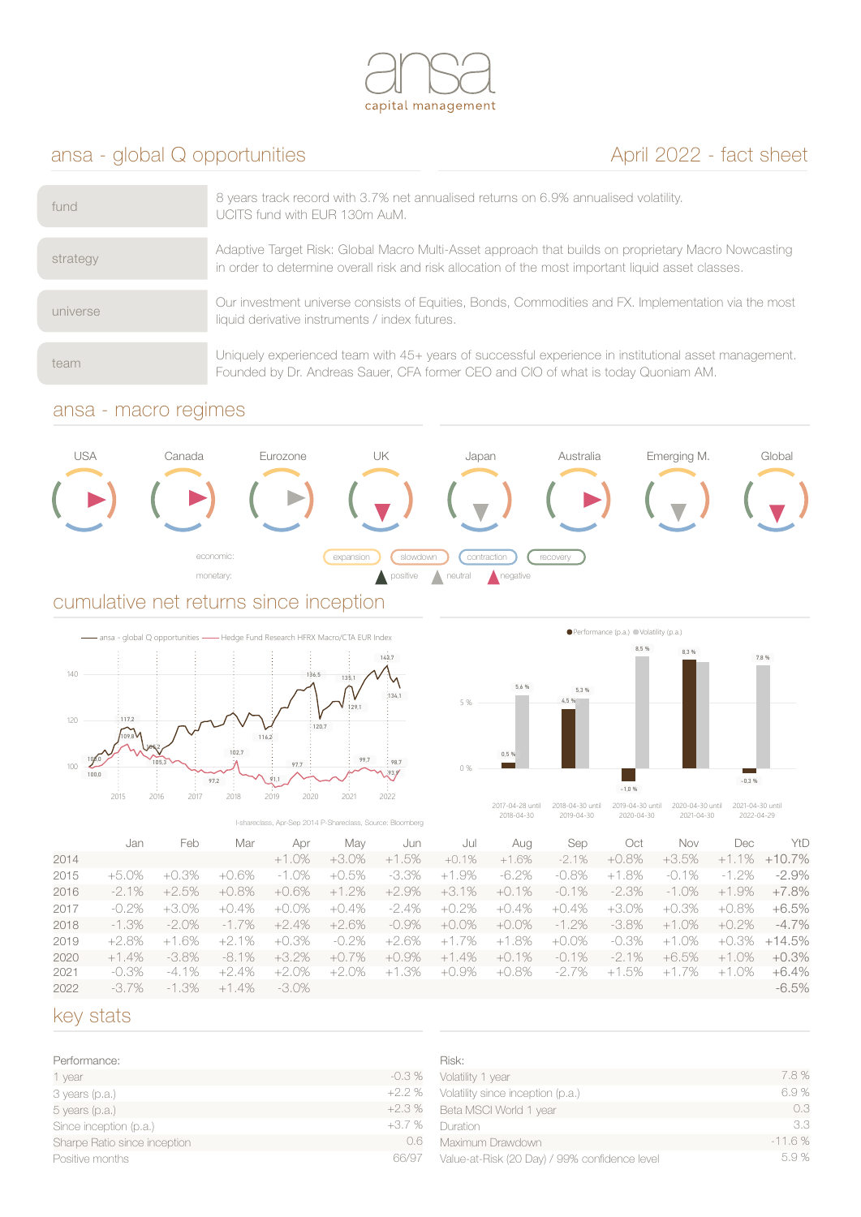ansa capital management

## ansa - global Q opportunities

## April 2022 - fact sheet

| | |
|---|---|
| fund | 8 years track record with 3.7% net annualised returns on 6.9% annualised volatility. UCITS fund with EUR 130m AuM. |
| strategy | Adaptive Target Risk: Global Macro Multi-Asset approach that builds on proprietary Macro Nowcasting in order to determine overall risk and risk allocation of the most important liquid asset classes. |
| universe | Our investment universe consists of Equities, Bonds, Commodities and FX. Implementation via the most liquid derivative instruments / index futures. |
| team | Uniquely experienced team with 45+ years of successful experience in institutional asset management. Founded by Dr. Andreas Sauer, CFA former CEO and CIO of what is today Quoniam AM. |

## ansa - macro regimes

USA, Canada, Eurozone, UK, Japan, Australia, Emerging M., Global

economic: expansion, slowdown, contraction, recovery

monetary: positive, neutral, negative

## cumulative net returns since inception

I-shareclass, Apr-Sep 2014 P-Shareclass, Source: Bloomberg

| | Jan | Feb | Mar | Apr | May | Jun | Jul | Aug | Sep | Oct | Nov | Dec | YtD |
|---|---|---|---|---|---|---|---|---|---|---|---|---|---|
| 2014 | | | | +1.0% | +3.0% | +1.5% | +0.1% | +1.6% | -2.1% | +0.8% | +3.5% | +1.1% | +10.7% |
| 2015 | +5.0% | +0.3% | +0.6% | -1.0% | +0.5% | -3.3% | +1.9% | -6.2% | -0.8% | +1.8% | -0.1% | -1.2% | -2.9% |
| 2016 | -2.1% | +2.5% | +0.8% | +0.6% | +1.2% | +2.9% | +3.1% | +0.1% | -0.1% | -2.3% | -1.0% | +1.9% | +7.8% |
| 2017 | -0.2% | +3.0% | +0.4% | +0.0% | +0.4% | -2.4% | +0.2% | +0.4% | +0.4% | +3.0% | +0.3% | +0.8% | +6.5% |
| 2018 | -1.3% | -2.0% | -1.7% | +2.4% | +2.6% | -0.9% | +0.0% | +0.0% | -1.2% | -3.8% | +1.0% | +0.2% | -4.7% |
| 2019 | +2.8% | +1.6% | +2.1% | +0.3% | -0.2% | +2.6% | +1.7% | +1.8% | +0.0% | -0.3% | +1.0% | +0.3% | +14.5% |
| 2020 | +1.4% | -3.8% | -8.1% | +3.2% | +0.7% | +0.9% | +1.4% | +0.1% | -0.1% | -2.1% | +6.5% | +1.0% | +0.3% |
| 2021 | -0.3% | -4.1% | +2.4% | +2.0% | +2.0% | +1.3% | +0.9% | +0.8% | -2.7% | +1.5% | +1.7% | +1.0% | +6.4% |
| 2022 | -3.7% | -1.3% | +1.4% | -3.0% | | | | | | | | | -6.5% |

## key stats

**Performance:**

| | |
|---|---|
| 1 year | -0.3 % |
| 3 years (p.a.) | +2.2 % |
| 5 years (p.a.) | +2.3 % |
| Since inception (p.a.) | +3.7 % |
| Sharpe Ratio since inception | 0.6 |
| Positive months | 66/97 |

**Risk:**

| | |
|---|---|
| Volatility 1 year | 7.8 % |
| Volatility since inception (p.a.) | 6.9 % |
| Beta MSCI World 1 year | 0.3 |
| Duration | 3.3 |
| Maximum Drawdown | -11.6 % |
| Value-at-Risk (20 Day) / 99% confidence level | 5.9 % |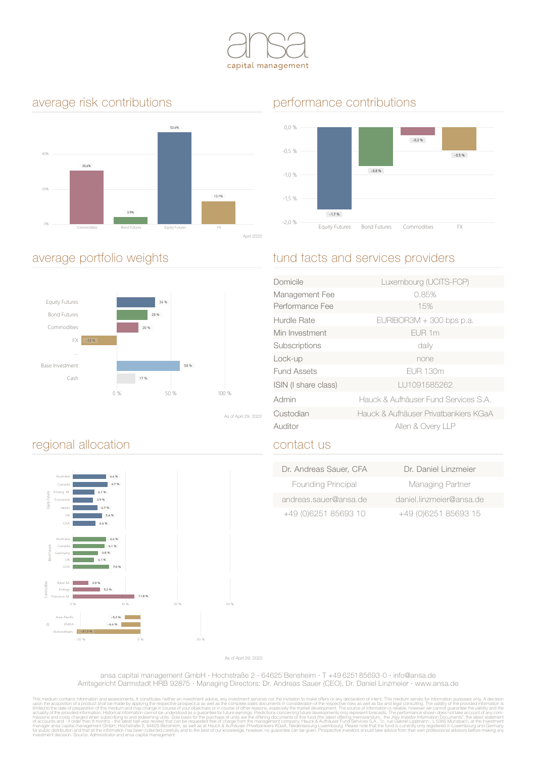ansa
capital management

## average risk contributions

52.4%
40%
30.6%
20%
13.1%
3.9%
0%
Commodities
Bond Futures
Equity Futures
FX

April 2022

## performance contributions

0,0 %
-0,5 %
-1,0 %
-1,5 %
-2,0 %
-1,7 %
-0,8 %
-0,2 %
-0,5 %
Equity Futures
Bond Futures
Commodities
FX

## average portfolio weights

Equity Futures
36 %
Bond Futures
28 %
Commodities
20 %
FX
-33 %
...
Base Investment
58 %
Cash
17 %
0 %
50 %
100 %

As of April 29, 2022

## fund facts and services providers

| | |
|---|---|
| Domicile | Luxembourg (UCITS-FCP) |
| Management Fee | 0.85% |
| Performance Fee | 15% |
| Hurdle Rate | EURIBOR3M + 300 bps p.a. |
| Min Investment | EUR 1m |
| Subscriptions | daily |
| Lock-up | none |
| Fund Assets | EUR 130m |
| ISIN (I share class) | LU1091585262 |
| Admin | Hauck & Aufhäuser Fund Services S.A. |
| Custodian | Hauck & Aufhäuser Privatbankiers KGaA |
| Auditor | Allen & Overy LLP |

## regional allocation

Equity Futures
Australia 6.4 %
Canada 6.7 %
Emerg. M. 4.1 %
Eurozone 3.9 %
Japan 4.7 %
UK 5.6 %
USA 4.4 %

Bond Futures
Australia 6.4 %
Canada 6.1 %
Germany 4.8 %
UK 4.1 %
USA 7.0 %

Commodities
Base M. 3.0 %
Energy 5.2 %
Precious M. 11.8 %

0 %
10 %
20 %
30 %

FX
Asia-Pacific -5.2 %
EMEA -6.4 %
Rohstoffabh. -21.3 %

-20 %
0 %
20 %

As of April 29, 2022

## contact us

| | |
|---|---|
| Dr. Andreas Sauer, CFA | Dr. Daniel Linzmeier |
| Founding Principal | Managing Partner |
| andreas.sauer@ansa.de | daniel.linzmeier@ansa.de |
| +49 (0)6251 85693 10 | +49 (0)6251 85693 15 |

ansa capital management GmbH · Hochstraße 2 · 64625 Bensheim · T +49 6251 85693-0 · info@ansa.de
Amtsgericht Darmstadt HRB 92875 · Managing Directors: Dr. Andreas Sauer (CEO), Dr. Daniel Linzmeier · www.ansa.de

This medium contains information and assessments. It constitutes neither an investment advice, any investment services nor the invitation to make offers or any declaration of intent. This medium serves for information purposes only. A decision upon the acquisition of a product shall be made by applying the respective prospectus as well as the complete sales documents in consideration of the respective risks as well as tax and legal consulting. The validity of the provided information is limited to the date of preparation of this medium and may change in course of your objectives or in course of other reasons, especially the market development. The source of information is reliable, however we cannot guarantee the validity and the actuality of the provided information. Historical information cannot be understood as a guarantee for future earnings. Predictions concerning future developments only represent forecasts. The performance shown does not take account of any commissions and costs charged when subscribing to and redeeming units. Sole basis for the purchase of units are the offering documents of this fund (the latest offering memorandum, the „Key Investor Information Documents", the latest statement of accounts and - if older than 8 months - the latest half-year review) that can be requested free of charge from the management company, Hauck & Aufhäuser Fund Services S.A., 1c, rue Gabriel Lippmann , L 5365 Munsbach, at the investment manager ansa capital management GmbH, Hochstraße 2, 64625 Bensheim, as well as at Hauck & Aufhäuser Privatbankiers KGaA, Niederlassung Luxembourg. Please note that the fund is currently only registered in Luxembourg and Germany for public distribution and that all the information has been collected carefully and to the best of our knowledge, however, no guarantee can be given. Prospective investors should take advice from their own professional advisors before making any investment decision. Source: Administrator and ansa capital management